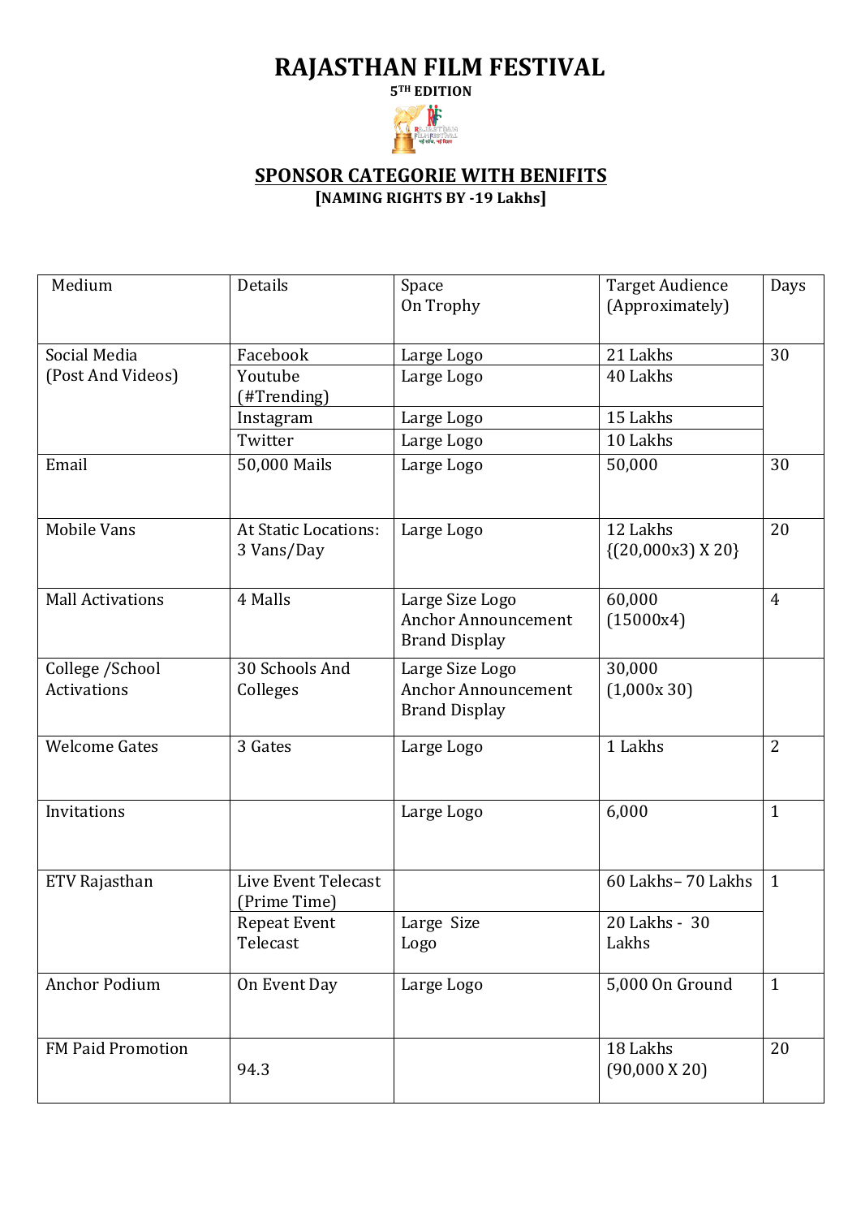# RAJASTHAN FILM FESTIVAL

**5TH EDITION**

## SPONSOR CATEGORIE WITH BENIFITS

**[NAMING RIGHTS BY -19 Lakhs]**

| Medium | Details | Space On Trophy | Target Audience (Approximately) | Days |
|---|---|---|---|---|
| Social Media (Post And Videos) | Facebook | Large Logo | 21 Lakhs | 30 |
| | Youtube (#Trending) | Large Logo | 40 Lakhs | |
| | Instagram | Large Logo | 15 Lakhs | |
| | Twitter | Large Logo | 10 Lakhs | |
| Email | 50,000 Mails | Large Logo | 50,000 | 30 |
| Mobile Vans | At Static Locations: 3 Vans/Day | Large Logo | 12 Lakhs {(20,000x3) X 20} | 20 |
| Mall Activations | 4 Malls | Large Size Logo Anchor Announcement Brand Display | 60,000 (15000x4) | 4 |
| College /School Activations | 30 Schools And Colleges | Large Size Logo Anchor Announcement Brand Display | 30,000 (1,000x 30) | |
| Welcome Gates | 3 Gates | Large Logo | 1 Lakhs | 2 |
| Invitations | | Large Logo | 6,000 | 1 |
| ETV Rajasthan | Live Event Telecast (Prime Time) | | 60 Lakhs– 70 Lakhs | 1 |
| | Repeat Event Telecast | Large Size Logo | 20 Lakhs - 30 Lakhs | |
| Anchor Podium | On Event Day | Large Logo | 5,000 On Ground | 1 |
| FM Paid Promotion | 94.3 | | 18 Lakhs (90,000 X 20) | 20 |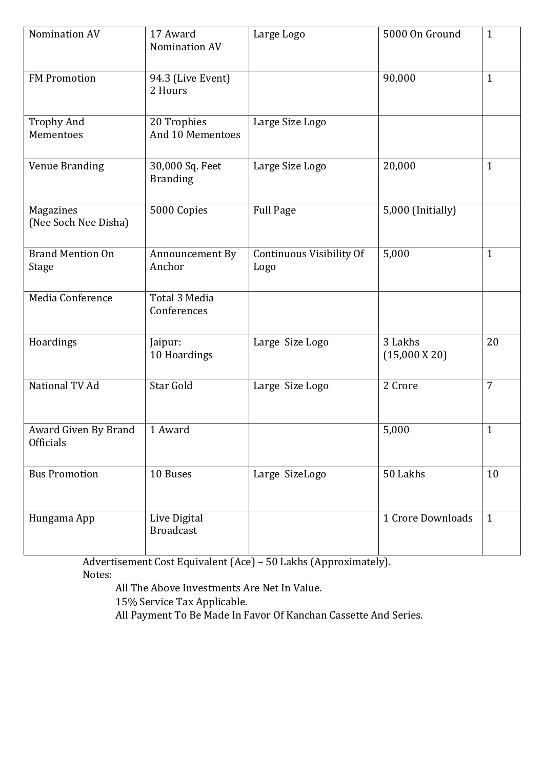| | | | | |
|---|---|---|---|---|
| Nomination AV | 17 Award Nomination AV | Large Logo | 5000 On Ground | 1 |
| FM Promotion | 94.3 (Live Event) 2 Hours | | 90,000 | 1 |
| Trophy And Mementoes | 20 Trophies And 10 Mementoes | Large Size Logo | | |
| Venue Branding | 30,000 Sq. Feet Branding | Large Size Logo | 20,000 | 1 |
| Magazines (Nee Soch Nee Disha) | 5000 Copies | Full Page | 5,000 (Initially) | |
| Brand Mention On Stage | Announcement By Anchor | Continuous Visibility Of Logo | 5,000 | 1 |
| Media Conference | Total 3 Media Conferences | | | |
| Hoardings | Jaipur: 10 Hoardings | Large Size Logo | 3 Lakhs (15,000 X 20) | 20 |
| National TV Ad | Star Gold | Large Size Logo | 2 Crore | 7 |
| Award Given By Brand Officials | 1 Award | | 5,000 | 1 |
| Bus Promotion | 10 Buses | Large SizeLogo | 50 Lakhs | 10 |
| Hungama App | Live Digital Broadcast | | 1 Crore Downloads | 1 |

Advertisement Cost Equivalent (Ace) – 50 Lakhs (Approximately).

Notes:

All The Above Investments Are Net In Value.

15% Service Tax Applicable.

All Payment To Be Made In Favor Of Kanchan Cassette And Series.